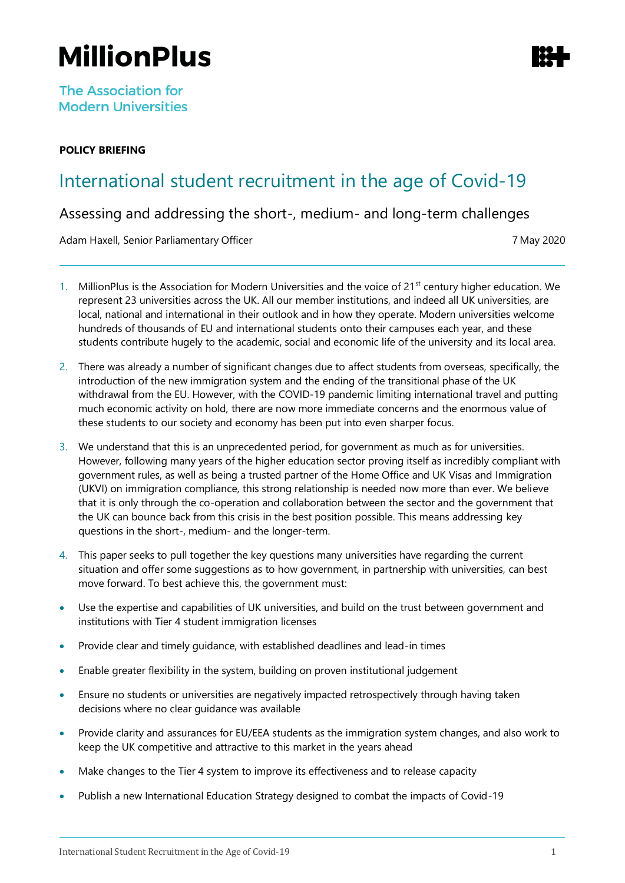# MillionPlus

The Association for Modern Universities

**POLICY BRIEFING**

## International student recruitment in the age of Covid-19

### Assessing and addressing the short-, medium- and long-term challenges

Adam Haxell, Senior Parliamentary Officer

7 May 2020

1. MillionPlus is the Association for Modern Universities and the voice of 21st century higher education. We represent 23 universities across the UK. All our member institutions, and indeed all UK universities, are local, national and international in their outlook and in how they operate. Modern universities welcome hundreds of thousands of EU and international students onto their campuses each year, and these students contribute hugely to the academic, social and economic life of the university and its local area.

2. There was already a number of significant changes due to affect students from overseas, specifically, the introduction of the new immigration system and the ending of the transitional phase of the UK withdrawal from the EU. However, with the COVID-19 pandemic limiting international travel and putting much economic activity on hold, there are now more immediate concerns and the enormous value of these students to our society and economy has been put into even sharper focus.

3. We understand that this is an unprecedented period, for government as much as for universities. However, following many years of the higher education sector proving itself as incredibly compliant with government rules, as well as being a trusted partner of the Home Office and UK Visas and Immigration (UKVI) on immigration compliance, this strong relationship is needed now more than ever. We believe that it is only through the co-operation and collaboration between the sector and the government that the UK can bounce back from this crisis in the best position possible. This means addressing key questions in the short-, medium- and the longer-term.

4. This paper seeks to pull together the key questions many universities have regarding the current situation and offer some suggestions as to how government, in partnership with universities, can best move forward. To best achieve this, the government must:

- Use the expertise and capabilities of UK universities, and build on the trust between government and institutions with Tier 4 student immigration licenses
- Provide clear and timely guidance, with established deadlines and lead-in times
- Enable greater flexibility in the system, building on proven institutional judgement
- Ensure no students or universities are negatively impacted retrospectively through having taken decisions where no clear guidance was available
- Provide clarity and assurances for EU/EEA students as the immigration system changes, and also work to keep the UK competitive and attractive to this market in the years ahead
- Make changes to the Tier 4 system to improve its effectiveness and to release capacity
- Publish a new International Education Strategy designed to combat the impacts of Covid-19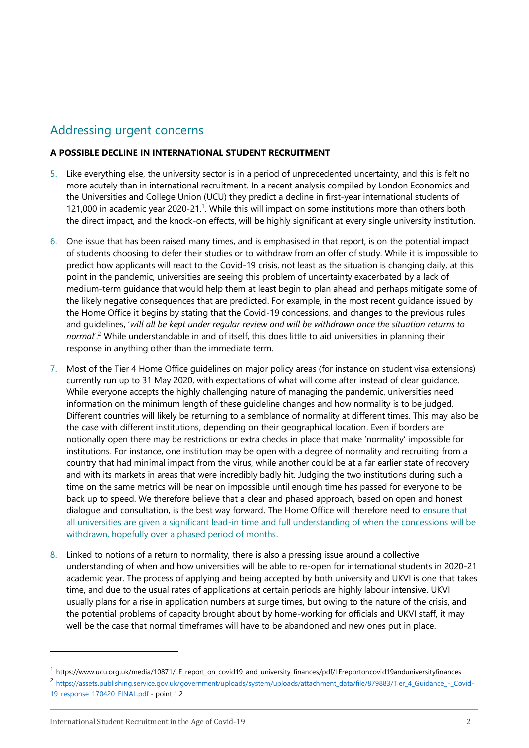## Addressing urgent concerns

**A POSSIBLE DECLINE IN INTERNATIONAL STUDENT RECRUITMENT**

5. Like everything else, the university sector is in a period of unprecedented uncertainty, and this is felt no more acutely than in international recruitment. In a recent analysis compiled by London Economics and the Universities and College Union (UCU) they predict a decline in first-year international students of 121,000 in academic year 2020-21.[1]. While this will impact on some institutions more than others both the direct impact, and the knock-on effects, will be highly significant at every single university institution.

6. One issue that has been raised many times, and is emphasised in that report, is on the potential impact of students choosing to defer their studies or to withdraw from an offer of study. While it is impossible to predict how applicants will react to the Covid-19 crisis, not least as the situation is changing daily, at this point in the pandemic, universities are seeing this problem of uncertainty exacerbated by a lack of medium-term guidance that would help them at least begin to plan ahead and perhaps mitigate some of the likely negative consequences that are predicted. For example, in the most recent guidance issued by the Home Office it begins by stating that the Covid-19 concessions, and changes to the previous rules and guidelines, '*will all be kept under regular review and will be withdrawn once the situation returns to normal*'.[2] While understandable in and of itself, this does little to aid universities in planning their response in anything other than the immediate term.

7. Most of the Tier 4 Home Office guidelines on major policy areas (for instance on student visa extensions) currently run up to 31 May 2020, with expectations of what will come after instead of clear guidance. While everyone accepts the highly challenging nature of managing the pandemic, universities need information on the minimum length of these guideline changes and how normality is to be judged. Different countries will likely be returning to a semblance of normality at different times. This may also be the case with different institutions, depending on their geographical location. Even if borders are notionally open there may be restrictions or extra checks in place that make 'normality' impossible for institutions. For instance, one institution may be open with a degree of normality and recruiting from a country that had minimal impact from the virus, while another could be at a far earlier state of recovery and with its markets in areas that were incredibly badly hit. Judging the two institutions during such a time on the same metrics will be near on impossible until enough time has passed for everyone to be back up to speed. We therefore believe that a clear and phased approach, based on open and honest dialogue and consultation, is the best way forward. The Home Office will therefore need to ensure that all universities are given a significant lead-in time and full understanding of when the concessions will be withdrawn, hopefully over a phased period of months.

8. Linked to notions of a return to normality, there is also a pressing issue around a collective understanding of when and how universities will be able to re-open for international students in 2020-21 academic year. The process of applying and being accepted by both university and UKVI is one that takes time, and due to the usual rates of applications at certain periods are highly labour intensive. UKVI usually plans for a rise in application numbers at surge times, but owing to the nature of the crisis, and the potential problems of capacity brought about by home-working for officials and UKVI staff, it may well be the case that normal timeframes will have to be abandoned and new ones put in place.

---

[1] https://www.ucu.org.uk/media/10871/LE_report_on_covid19_and_university_finances/pdf/LEreportoncovid19anduniversityfinances

[2] https://assets.publishing.service.gov.uk/government/uploads/system/uploads/attachment_data/file/879883/Tier_4_Guidance_-_Covid-19_response_170420_FINAL.pdf - point 1.2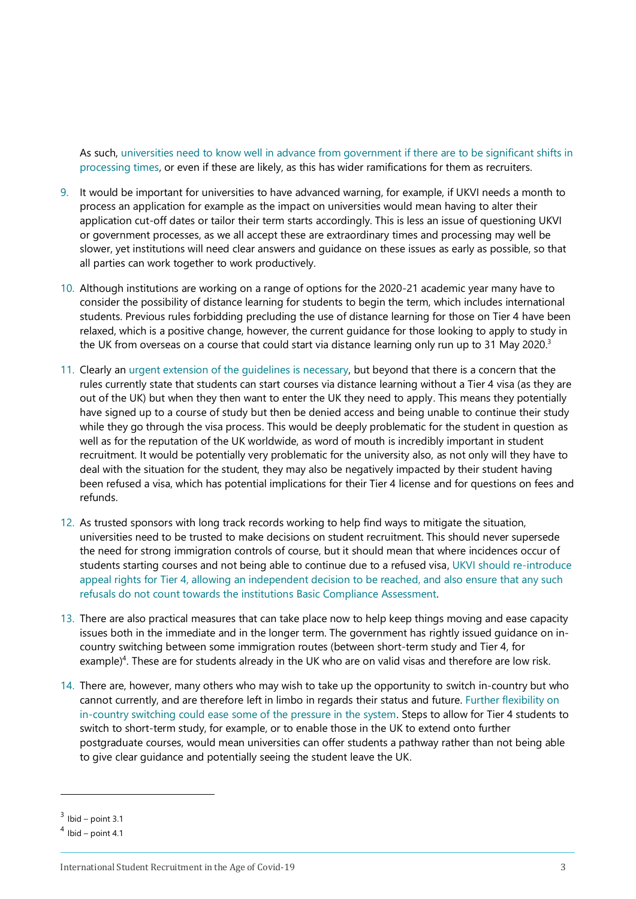As such, universities need to know well in advance from government if there are to be significant shifts in processing times, or even if these are likely, as this has wider ramifications for them as recruiters.

9. It would be important for universities to have advanced warning, for example, if UKVI needs a month to process an application for example as the impact on universities would mean having to alter their application cut-off dates or tailor their term starts accordingly. This is less an issue of questioning UKVI or government processes, as we all accept these are extraordinary times and processing may well be slower, yet institutions will need clear answers and guidance on these issues as early as possible, so that all parties can work together to work productively.

10. Although institutions are working on a range of options for the 2020-21 academic year many have to consider the possibility of distance learning for students to begin the term, which includes international students. Previous rules forbidding precluding the use of distance learning for those on Tier 4 have been relaxed, which is a positive change, however, the current guidance for those looking to apply to study in the UK from overseas on a course that could start via distance learning only run up to 31 May 2020.[3]

11. Clearly an urgent extension of the guidelines is necessary, but beyond that there is a concern that the rules currently state that students can start courses via distance learning without a Tier 4 visa (as they are out of the UK) but when they then want to enter the UK they need to apply. This means they potentially have signed up to a course of study but then be denied access and being unable to continue their study while they go through the visa process. This would be deeply problematic for the student in question as well as for the reputation of the UK worldwide, as word of mouth is incredibly important in student recruitment. It would be potentially very problematic for the university also, as not only will they have to deal with the situation for the student, they may also be negatively impacted by their student having been refused a visa, which has potential implications for their Tier 4 license and for questions on fees and refunds.

12. As trusted sponsors with long track records working to help find ways to mitigate the situation, universities need to be trusted to make decisions on student recruitment. This should never supersede the need for strong immigration controls of course, but it should mean that where incidences occur of students starting courses and not being able to continue due to a refused visa, UKVI should re-introduce appeal rights for Tier 4, allowing an independent decision to be reached, and also ensure that any such refusals do not count towards the institutions Basic Compliance Assessment.

13. There are also practical measures that can take place now to help keep things moving and ease capacity issues both in the immediate and in the longer term. The government has rightly issued guidance on in-country switching between some immigration routes (between short-term study and Tier 4, for example)[4]. These are for students already in the UK who are on valid visas and therefore are low risk.

14. There are, however, many others who may wish to take up the opportunity to switch in-country but who cannot currently, and are therefore left in limbo in regards their status and future. Further flexibility on in-country switching could ease some of the pressure in the system. Steps to allow for Tier 4 students to switch to short-term study, for example, or to enable those in the UK to extend onto further postgraduate courses, would mean universities can offer students a pathway rather than not being able to give clear guidance and potentially seeing the student leave the UK.

---

[3] Ibid – point 3.1

[4] Ibid – point 4.1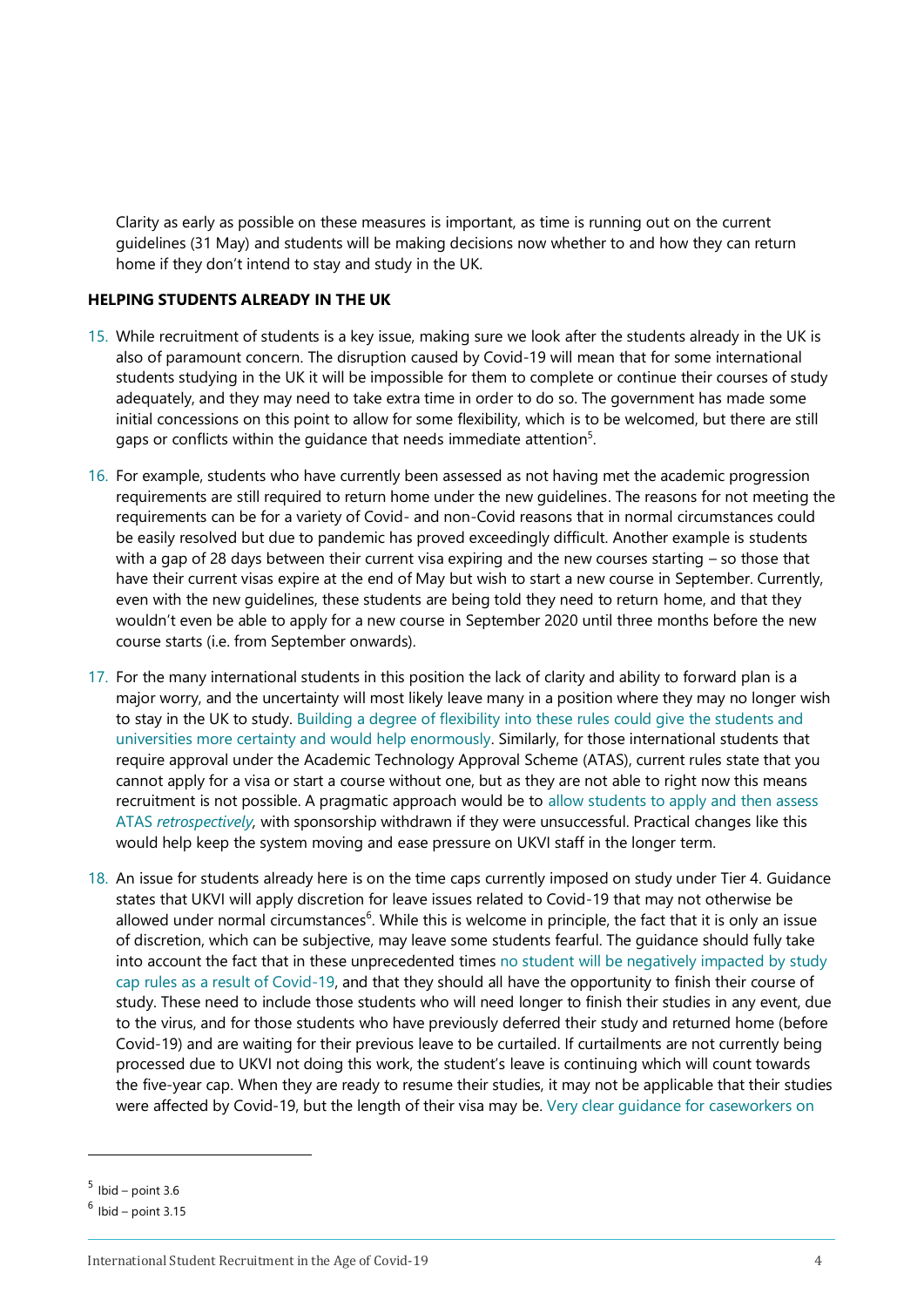Clarity as early as possible on these measures is important, as time is running out on the current guidelines (31 May) and students will be making decisions now whether to and how they can return home if they don't intend to stay and study in the UK.

**HELPING STUDENTS ALREADY IN THE UK**

15. While recruitment of students is a key issue, making sure we look after the students already in the UK is also of paramount concern. The disruption caused by Covid-19 will mean that for some international students studying in the UK it will be impossible for them to complete or continue their courses of study adequately, and they may need to take extra time in order to do so. The government has made some initial concessions on this point to allow for some flexibility, which is to be welcomed, but there are still gaps or conflicts within the guidance that needs immediate attention[5].

16. For example, students who have currently been assessed as not having met the academic progression requirements are still required to return home under the new guidelines. The reasons for not meeting the requirements can be for a variety of Covid- and non-Covid reasons that in normal circumstances could be easily resolved but due to pandemic has proved exceedingly difficult. Another example is students with a gap of 28 days between their current visa expiring and the new courses starting – so those that have their current visas expire at the end of May but wish to start a new course in September. Currently, even with the new guidelines, these students are being told they need to return home, and that they wouldn't even be able to apply for a new course in September 2020 until three months before the new course starts (i.e. from September onwards).

17. For the many international students in this position the lack of clarity and ability to forward plan is a major worry, and the uncertainty will most likely leave many in a position where they may no longer wish to stay in the UK to study. Building a degree of flexibility into these rules could give the students and universities more certainty and would help enormously. Similarly, for those international students that require approval under the Academic Technology Approval Scheme (ATAS), current rules state that you cannot apply for a visa or start a course without one, but as they are not able to right now this means recruitment is not possible. A pragmatic approach would be to allow students to apply and then assess ATAS *retrospectively*, with sponsorship withdrawn if they were unsuccessful. Practical changes like this would help keep the system moving and ease pressure on UKVI staff in the longer term.

18. An issue for students already here is on the time caps currently imposed on study under Tier 4. Guidance states that UKVI will apply discretion for leave issues related to Covid-19 that may not otherwise be allowed under normal circumstances[6]. While this is welcome in principle, the fact that it is only an issue of discretion, which can be subjective, may leave some students fearful. The guidance should fully take into account the fact that in these unprecedented times no student will be negatively impacted by study cap rules as a result of Covid-19, and that they should all have the opportunity to finish their course of study. These need to include those students who will need longer to finish their studies in any event, due to the virus, and for those students who have previously deferred their study and returned home (before Covid-19) and are waiting for their previous leave to be curtailed. If curtailments are not currently being processed due to UKVI not doing this work, the student's leave is continuing which will count towards the five-year cap. When they are ready to resume their studies, it may not be applicable that their studies were affected by Covid-19, but the length of their visa may be. Very clear guidance for caseworkers on

[5] Ibid – point 3.6

[6] Ibid – point 3.15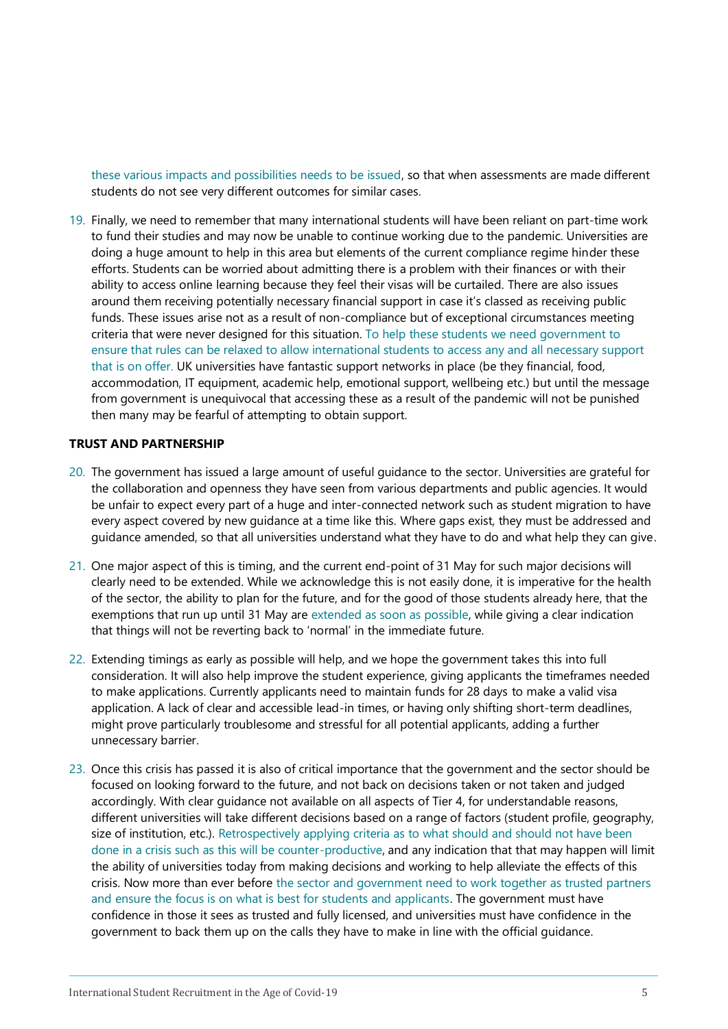these various impacts and possibilities needs to be issued, so that when assessments are made different students do not see very different outcomes for similar cases.

19. Finally, we need to remember that many international students will have been reliant on part-time work to fund their studies and may now be unable to continue working due to the pandemic. Universities are doing a huge amount to help in this area but elements of the current compliance regime hinder these efforts. Students can be worried about admitting there is a problem with their finances or with their ability to access online learning because they feel their visas will be curtailed. There are also issues around them receiving potentially necessary financial support in case it's classed as receiving public funds. These issues arise not as a result of non-compliance but of exceptional circumstances meeting criteria that were never designed for this situation. To help these students we need government to ensure that rules can be relaxed to allow international students to access any and all necessary support that is on offer. UK universities have fantastic support networks in place (be they financial, food, accommodation, IT equipment, academic help, emotional support, wellbeing etc.) but until the message from government is unequivocal that accessing these as a result of the pandemic will not be punished then many may be fearful of attempting to obtain support.

**TRUST AND PARTNERSHIP**

20. The government has issued a large amount of useful guidance to the sector. Universities are grateful for the collaboration and openness they have seen from various departments and public agencies. It would be unfair to expect every part of a huge and inter-connected network such as student migration to have every aspect covered by new guidance at a time like this. Where gaps exist, they must be addressed and guidance amended, so that all universities understand what they have to do and what help they can give.

21. One major aspect of this is timing, and the current end-point of 31 May for such major decisions will clearly need to be extended. While we acknowledge this is not easily done, it is imperative for the health of the sector, the ability to plan for the future, and for the good of those students already here, that the exemptions that run up until 31 May are extended as soon as possible, while giving a clear indication that things will not be reverting back to 'normal' in the immediate future.

22. Extending timings as early as possible will help, and we hope the government takes this into full consideration. It will also help improve the student experience, giving applicants the timeframes needed to make applications. Currently applicants need to maintain funds for 28 days to make a valid visa application. A lack of clear and accessible lead-in times, or having only shifting short-term deadlines, might prove particularly troublesome and stressful for all potential applicants, adding a further unnecessary barrier.

23. Once this crisis has passed it is also of critical importance that the government and the sector should be focused on looking forward to the future, and not back on decisions taken or not taken and judged accordingly. With clear guidance not available on all aspects of Tier 4, for understandable reasons, different universities will take different decisions based on a range of factors (student profile, geography, size of institution, etc.). Retrospectively applying criteria as to what should and should not have been done in a crisis such as this will be counter-productive, and any indication that that may happen will limit the ability of universities today from making decisions and working to help alleviate the effects of this crisis. Now more than ever before the sector and government need to work together as trusted partners and ensure the focus is on what is best for students and applicants. The government must have confidence in those it sees as trusted and fully licensed, and universities must have confidence in the government to back them up on the calls they have to make in line with the official guidance.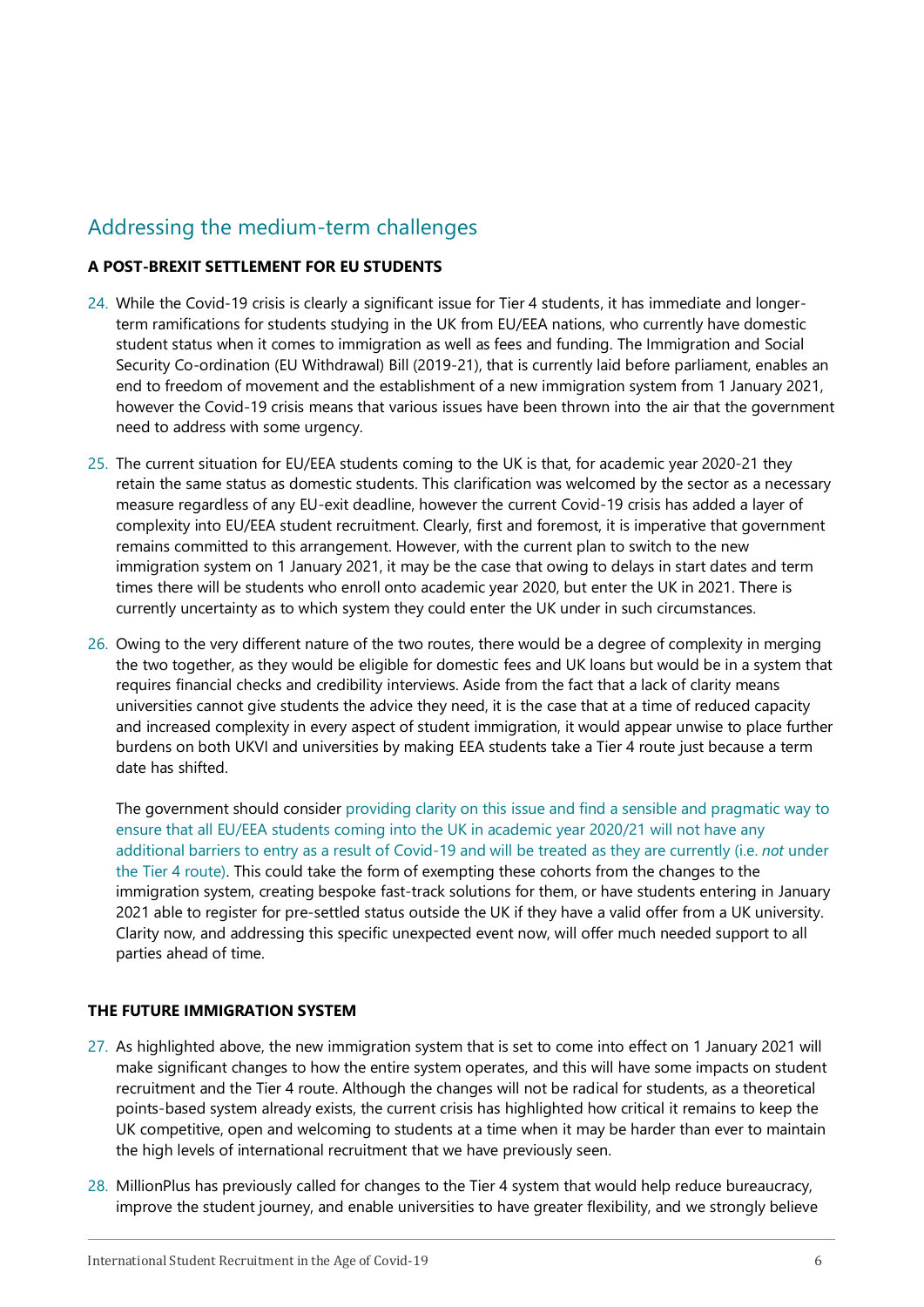## Addressing the medium-term challenges

**A POST-BREXIT SETTLEMENT FOR EU STUDENTS**

24. While the Covid-19 crisis is clearly a significant issue for Tier 4 students, it has immediate and longer-term ramifications for students studying in the UK from EU/EEA nations, who currently have domestic student status when it comes to immigration as well as fees and funding. The Immigration and Social Security Co-ordination (EU Withdrawal) Bill (2019-21), that is currently laid before parliament, enables an end to freedom of movement and the establishment of a new immigration system from 1 January 2021, however the Covid-19 crisis means that various issues have been thrown into the air that the government need to address with some urgency.

25. The current situation for EU/EEA students coming to the UK is that, for academic year 2020-21 they retain the same status as domestic students. This clarification was welcomed by the sector as a necessary measure regardless of any EU-exit deadline, however the current Covid-19 crisis has added a layer of complexity into EU/EEA student recruitment. Clearly, first and foremost, it is imperative that government remains committed to this arrangement. However, with the current plan to switch to the new immigration system on 1 January 2021, it may be the case that owing to delays in start dates and term times there will be students who enroll onto academic year 2020, but enter the UK in 2021. There is currently uncertainty as to which system they could enter the UK under in such circumstances.

26. Owing to the very different nature of the two routes, there would be a degree of complexity in merging the two together, as they would be eligible for domestic fees and UK loans but would be in a system that requires financial checks and credibility interviews. Aside from the fact that a lack of clarity means universities cannot give students the advice they need, it is the case that at a time of reduced capacity and increased complexity in every aspect of student immigration, it would appear unwise to place further burdens on both UKVI and universities by making EEA students take a Tier 4 route just because a term date has shifted.

    The government should consider providing clarity on this issue and find a sensible and pragmatic way to ensure that all EU/EEA students coming into the UK in academic year 2020/21 will not have any additional barriers to entry as a result of Covid-19 and will be treated as they are currently (i.e. *not* under the Tier 4 route). This could take the form of exempting these cohorts from the changes to the immigration system, creating bespoke fast-track solutions for them, or have students entering in January 2021 able to register for pre-settled status outside the UK if they have a valid offer from a UK university. Clarity now, and addressing this specific unexpected event now, will offer much needed support to all parties ahead of time.

**THE FUTURE IMMIGRATION SYSTEM**

27. As highlighted above, the new immigration system that is set to come into effect on 1 January 2021 will make significant changes to how the entire system operates, and this will have some impacts on student recruitment and the Tier 4 route. Although the changes will not be radical for students, as a theoretical points-based system already exists, the current crisis has highlighted how critical it remains to keep the UK competitive, open and welcoming to students at a time when it may be harder than ever to maintain the high levels of international recruitment that we have previously seen.

28. MillionPlus has previously called for changes to the Tier 4 system that would help reduce bureaucracy, improve the student journey, and enable universities to have greater flexibility, and we strongly believe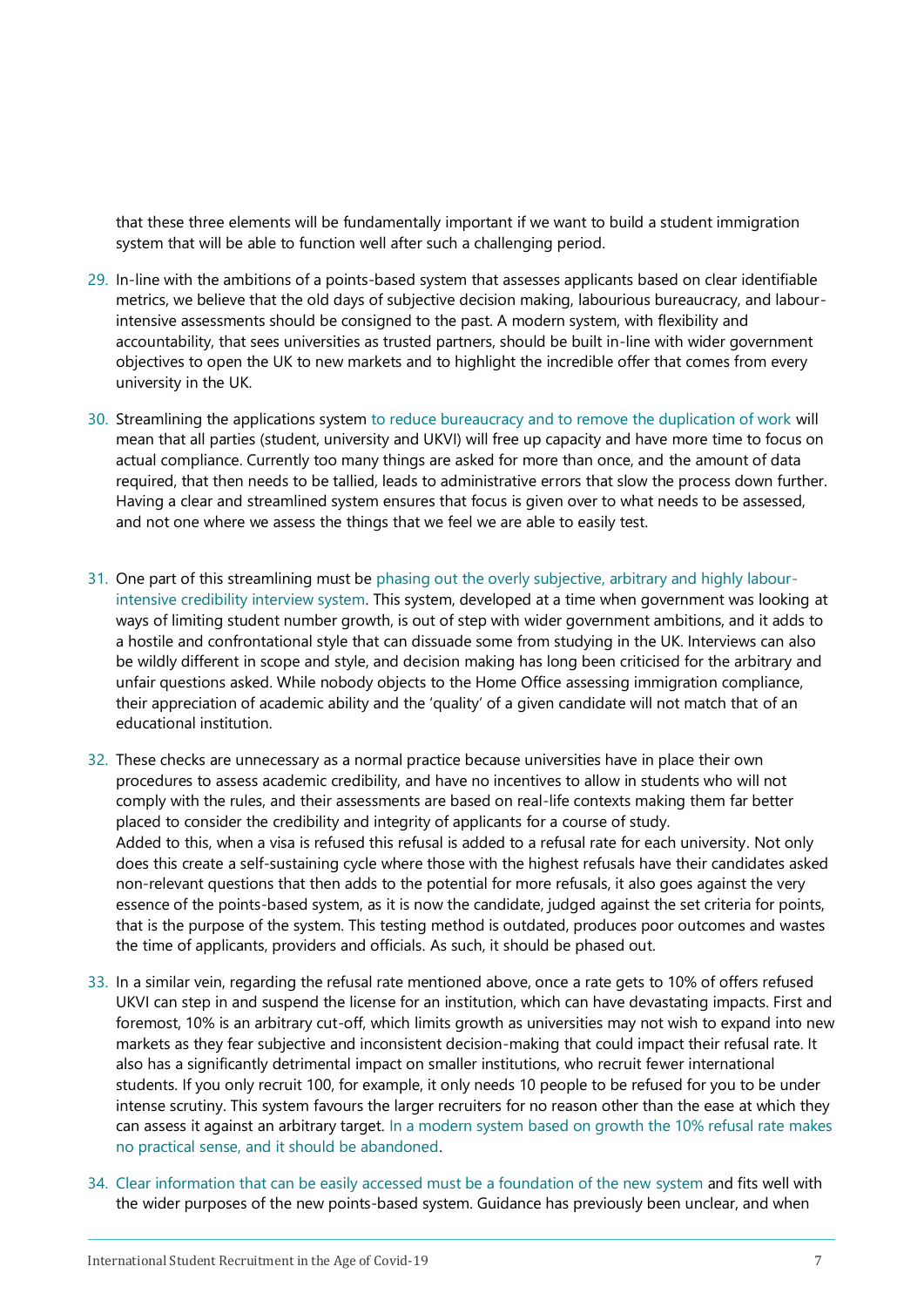that these three elements will be fundamentally important if we want to build a student immigration system that will be able to function well after such a challenging period.

29. In-line with the ambitions of a points-based system that assesses applicants based on clear identifiable metrics, we believe that the old days of subjective decision making, labourious bureaucracy, and labour-intensive assessments should be consigned to the past. A modern system, with flexibility and accountability, that sees universities as trusted partners, should be built in-line with wider government objectives to open the UK to new markets and to highlight the incredible offer that comes from every university in the UK.

30. Streamlining the applications system to reduce bureaucracy and to remove the duplication of work will mean that all parties (student, university and UKVI) will free up capacity and have more time to focus on actual compliance. Currently too many things are asked for more than once, and the amount of data required, that then needs to be tallied, leads to administrative errors that slow the process down further. Having a clear and streamlined system ensures that focus is given over to what needs to be assessed, and not one where we assess the things that we feel we are able to easily test.

31. One part of this streamlining must be phasing out the overly subjective, arbitrary and highly labour-intensive credibility interview system. This system, developed at a time when government was looking at ways of limiting student number growth, is out of step with wider government ambitions, and it adds to a hostile and confrontational style that can dissuade some from studying in the UK. Interviews can also be wildly different in scope and style, and decision making has long been criticised for the arbitrary and unfair questions asked. While nobody objects to the Home Office assessing immigration compliance, their appreciation of academic ability and the 'quality' of a given candidate will not match that of an educational institution.

32. These checks are unnecessary as a normal practice because universities have in place their own procedures to assess academic credibility, and have no incentives to allow in students who will not comply with the rules, and their assessments are based on real-life contexts making them far better placed to consider the credibility and integrity of applicants for a course of study.
Added to this, when a visa is refused this refusal is added to a refusal rate for each university. Not only does this create a self-sustaining cycle where those with the highest refusals have their candidates asked non-relevant questions that then adds to the potential for more refusals, it also goes against the very essence of the points-based system, as it is now the candidate, judged against the set criteria for points, that is the purpose of the system. This testing method is outdated, produces poor outcomes and wastes the time of applicants, providers and officials. As such, it should be phased out.

33. In a similar vein, regarding the refusal rate mentioned above, once a rate gets to 10% of offers refused UKVI can step in and suspend the license for an institution, which can have devastating impacts. First and foremost, 10% is an arbitrary cut-off, which limits growth as universities may not wish to expand into new markets as they fear subjective and inconsistent decision-making that could impact their refusal rate. It also has a significantly detrimental impact on smaller institutions, who recruit fewer international students. If you only recruit 100, for example, it only needs 10 people to be refused for you to be under intense scrutiny. This system favours the larger recruiters for no reason other than the ease at which they can assess it against an arbitrary target. In a modern system based on growth the 10% refusal rate makes no practical sense, and it should be abandoned.

34. Clear information that can be easily accessed must be a foundation of the new system and fits well with the wider purposes of the new points-based system. Guidance has previously been unclear, and when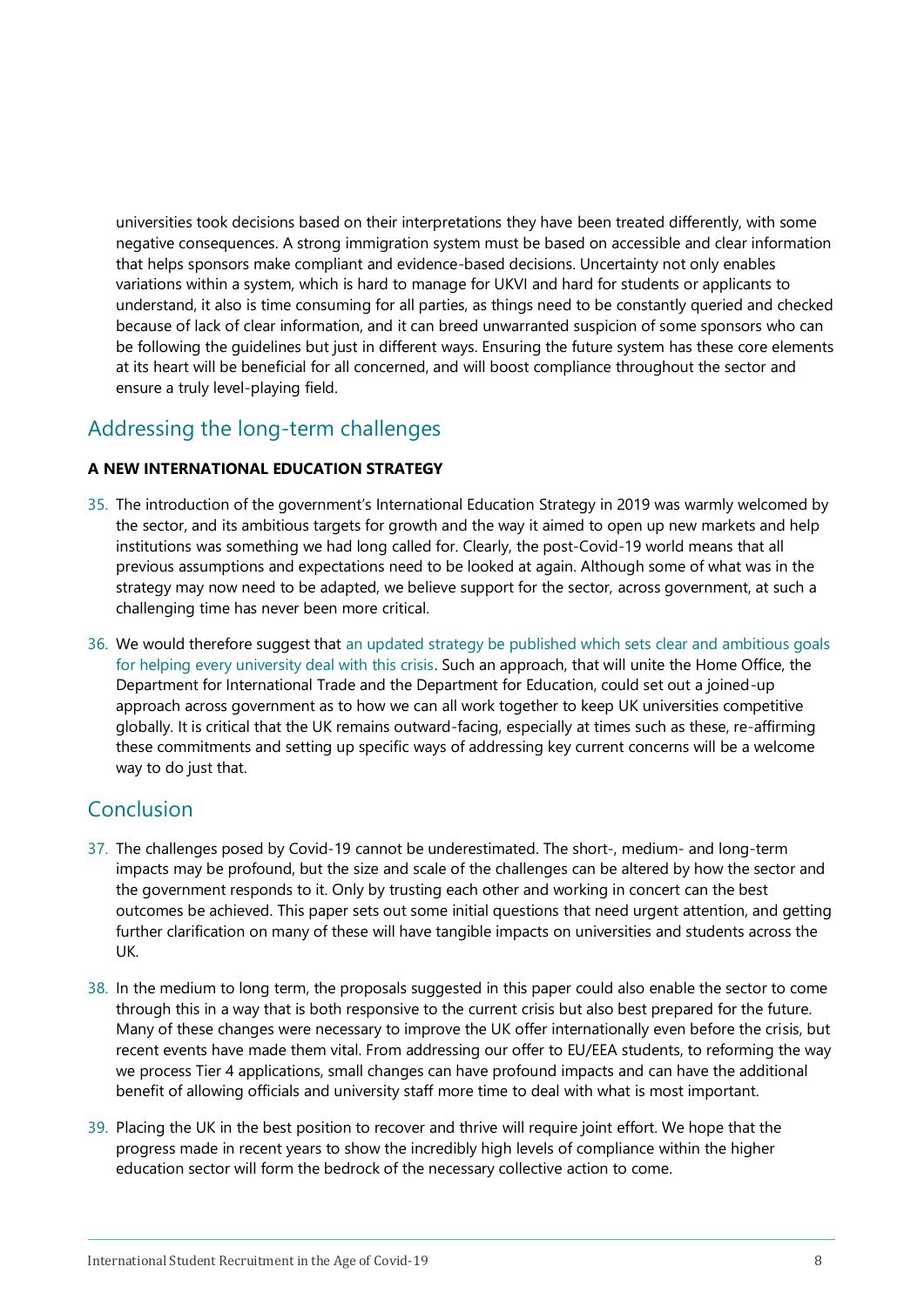universities took decisions based on their interpretations they have been treated differently, with some negative consequences. A strong immigration system must be based on accessible and clear information that helps sponsors make compliant and evidence-based decisions. Uncertainty not only enables variations within a system, which is hard to manage for UKVI and hard for students or applicants to understand, it also is time consuming for all parties, as things need to be constantly queried and checked because of lack of clear information, and it can breed unwarranted suspicion of some sponsors who can be following the guidelines but just in different ways. Ensuring the future system has these core elements at its heart will be beneficial for all concerned, and will boost compliance throughout the sector and ensure a truly level-playing field.

## Addressing the long-term challenges

**A NEW INTERNATIONAL EDUCATION STRATEGY**

35. The introduction of the government's International Education Strategy in 2019 was warmly welcomed by the sector, and its ambitious targets for growth and the way it aimed to open up new markets and help institutions was something we had long called for. Clearly, the post-Covid-19 world means that all previous assumptions and expectations need to be looked at again. Although some of what was in the strategy may now need to be adapted, we believe support for the sector, across government, at such a challenging time has never been more critical.

36. We would therefore suggest that an updated strategy be published which sets clear and ambitious goals for helping every university deal with this crisis. Such an approach, that will unite the Home Office, the Department for International Trade and the Department for Education, could set out a joined-up approach across government as to how we can all work together to keep UK universities competitive globally. It is critical that the UK remains outward-facing, especially at times such as these, re-affirming these commitments and setting up specific ways of addressing key current concerns will be a welcome way to do just that.

## Conclusion

37. The challenges posed by Covid-19 cannot be underestimated. The short-, medium- and long-term impacts may be profound, but the size and scale of the challenges can be altered by how the sector and the government responds to it. Only by trusting each other and working in concert can the best outcomes be achieved. This paper sets out some initial questions that need urgent attention, and getting further clarification on many of these will have tangible impacts on universities and students across the UK.

38. In the medium to long term, the proposals suggested in this paper could also enable the sector to come through this in a way that is both responsive to the current crisis but also best prepared for the future. Many of these changes were necessary to improve the UK offer internationally even before the crisis, but recent events have made them vital. From addressing our offer to EU/EEA students, to reforming the way we process Tier 4 applications, small changes can have profound impacts and can have the additional benefit of allowing officials and university staff more time to deal with what is most important.

39. Placing the UK in the best position to recover and thrive will require joint effort. We hope that the progress made in recent years to show the incredibly high levels of compliance within the higher education sector will form the bedrock of the necessary collective action to come.